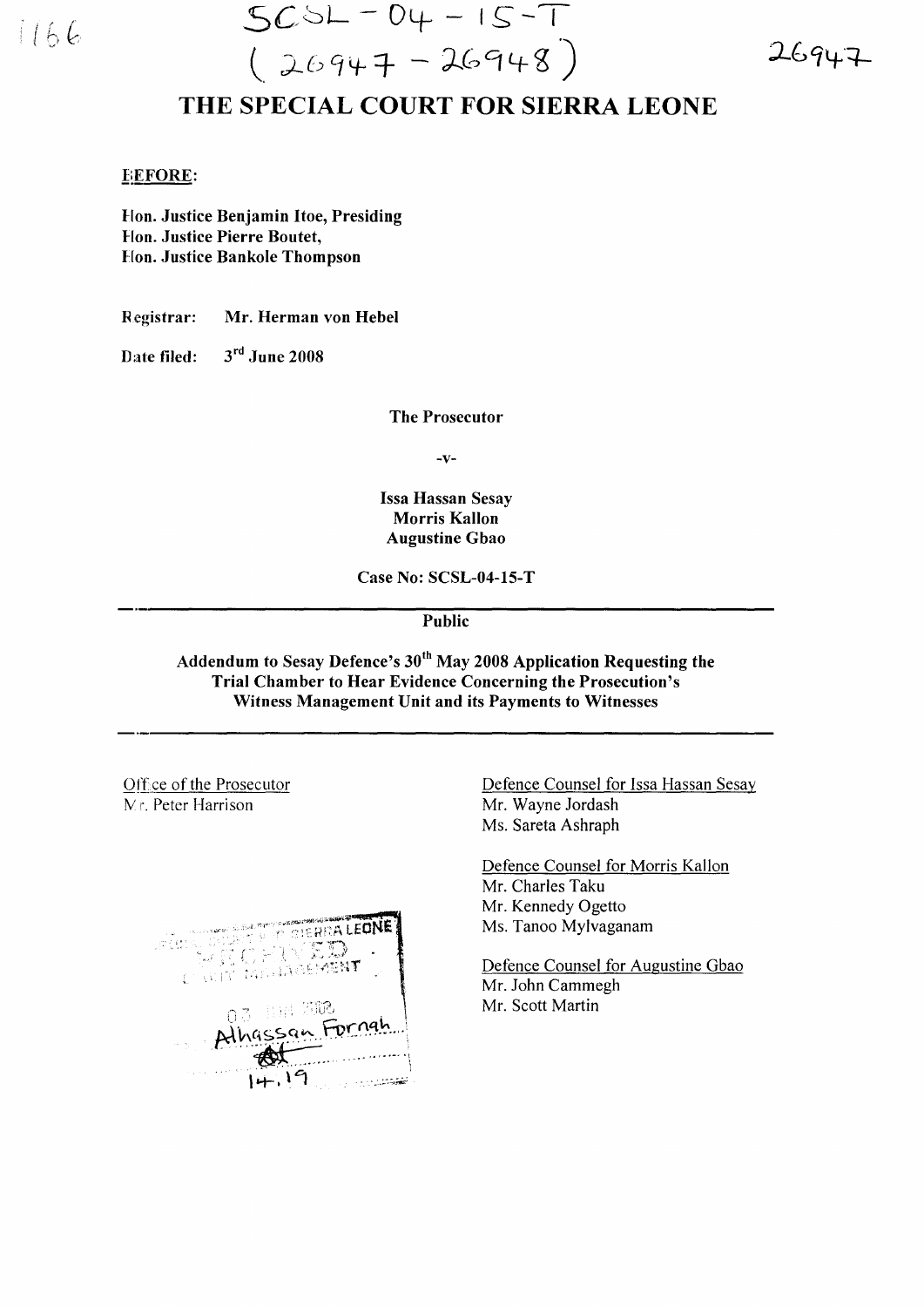SCSL-04-15-T
(26947-26948)

# THE SPECIAL COURT FOR SIERRA LEONE

**BEFORE:**

**Hon. Justice Benjamin Itoe, Presiding**
**Hon. Justice Pierre Boutet,**
**Hon. Justice Bankole Thompson**

**Registrar:** **Mr. Herman von Hebel**

**Date filed:** **3rd June 2008**

**The Prosecutor**

**-v-**

**Issa Hassan Sesay**
**Morris Kallon**
**Augustine Gbao**

**Case No: SCSL-04-15-T**

---

**Public**

**Addendum to Sesay Defence's 30th May 2008 Application Requesting the Trial Chamber to Hear Evidence Concerning the Prosecution's Witness Management Unit and its Payments to Witnesses**

---

Office of the Prosecutor
Mr. Peter Harrison

Defence Counsel for Issa Hassan Sesay
Mr. Wayne Jordash
Ms. Sareta Ashraph

Defence Counsel for Morris Kallon
Mr. Charles Taku
Mr. Kennedy Ogetto
Ms. Tanoo Mylvaganam

Defence Counsel for Augustine Gbao
Mr. John Cammegh
Mr. Scott Martin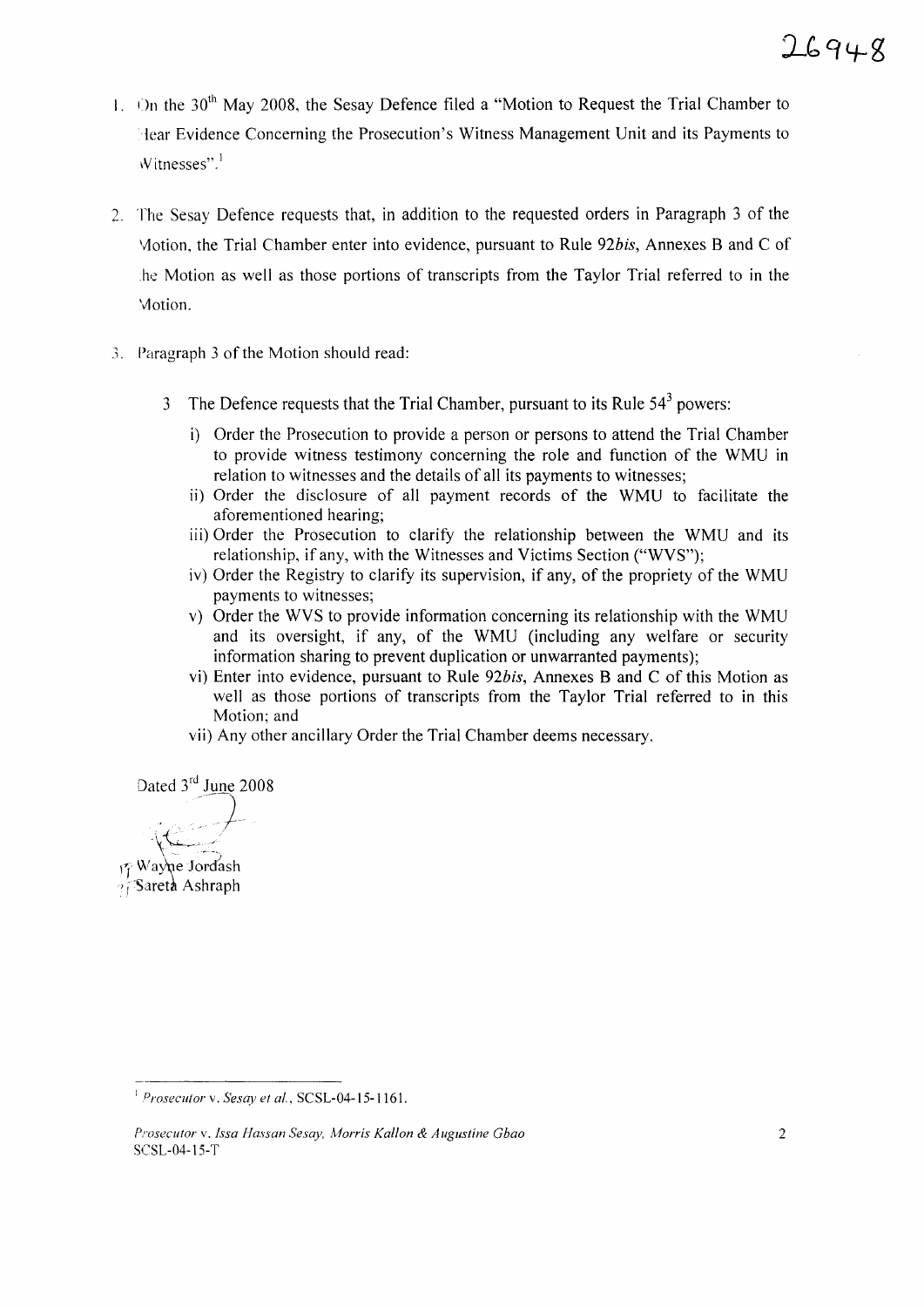1. On the 30th May 2008, the Sesay Defence filed a "Motion to Request the Trial Chamber to Hear Evidence Concerning the Prosecution's Witness Management Unit and its Payments to Witnesses".[1]

2. The Sesay Defence requests that, in addition to the requested orders in Paragraph 3 of the Motion, the Trial Chamber enter into evidence, pursuant to Rule 92*bis*, Annexes B and C of the Motion as well as those portions of transcripts from the Taylor Trial referred to in the Motion.

3. Paragraph 3 of the Motion should read:

    3 The Defence requests that the Trial Chamber, pursuant to its Rule 54[3] powers:

    i) Order the Prosecution to provide a person or persons to attend the Trial Chamber to provide witness testimony concerning the role and function of the WMU in relation to witnesses and the details of all its payments to witnesses;
    ii) Order the disclosure of all payment records of the WMU to facilitate the aforementioned hearing;
    iii) Order the Prosecution to clarify the relationship between the WMU and its relationship, if any, with the Witnesses and Victims Section ("WVS");
    iv) Order the Registry to clarify its supervision, if any, of the propriety of the WMU payments to witnesses;
    v) Order the WVS to provide information concerning its relationship with the WMU and its oversight, if any, of the WMU (including any welfare or security information sharing to prevent duplication or unwarranted payments);
    vi) Enter into evidence, pursuant to Rule 92*bis*, Annexes B and C of this Motion as well as those portions of transcripts from the Taylor Trial referred to in this Motion; and
    vii) Any other ancillary Order the Trial Chamber deems necessary.

Dated 3rd June 2008

Wayne Jordash
Sareta Ashraph

---

[1] *Prosecutor* v. *Sesay et al.*, SCSL-04-15-1161.